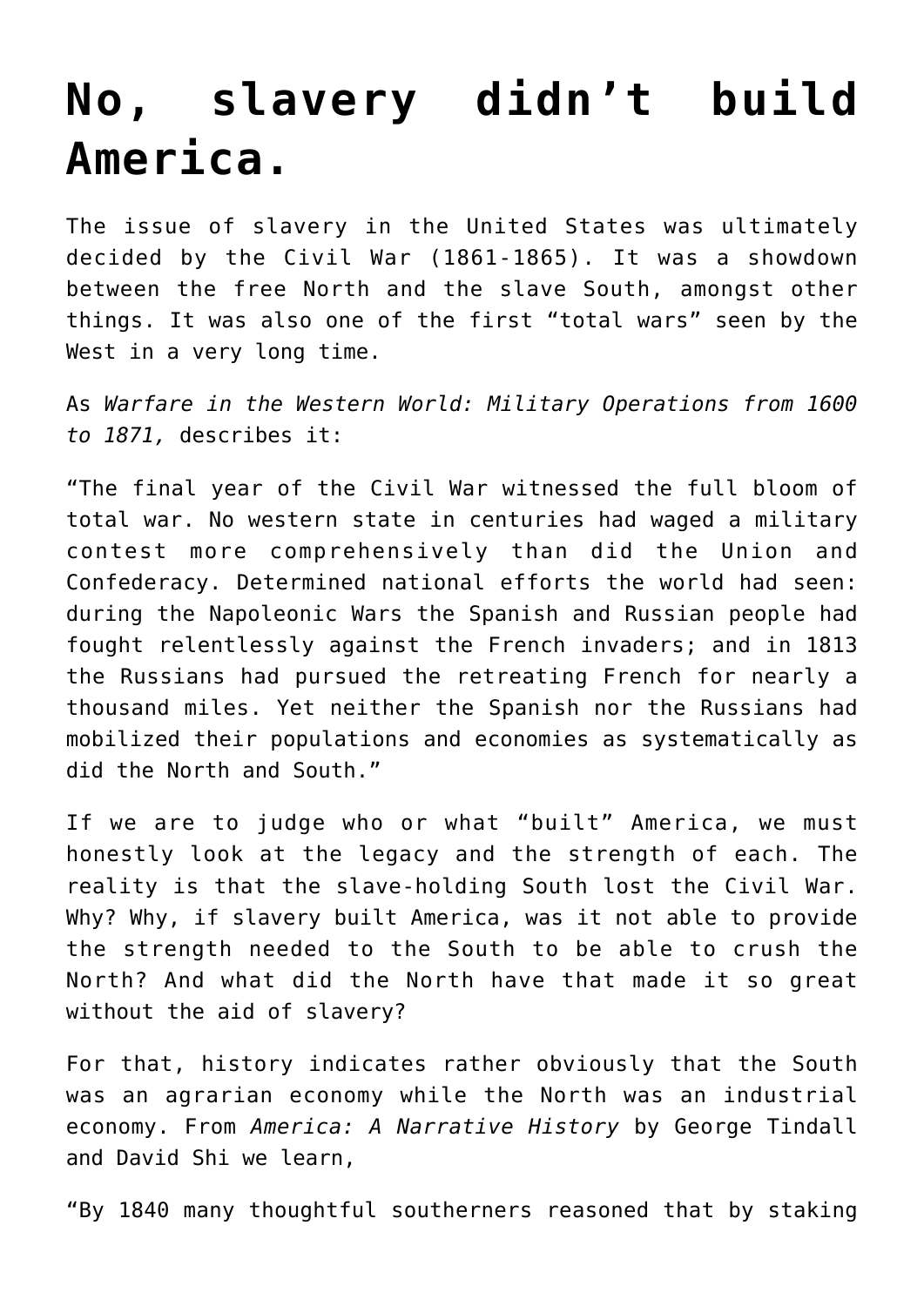# No, slavery didn't build America.

The issue of slavery in the United States was ultimately decided by the Civil War (1861-1865). It was a showdown between the free North and the slave South, amongst other things. It was also one of the first "total wars" seen by the West in a very long time.

As *Warfare in the Western World: Military Operations from 1600 to 1871,* describes it:

"The final year of the Civil War witnessed the full bloom of total war. No western state in centuries had waged a military contest more comprehensively than did the Union and Confederacy. Determined national efforts the world had seen: during the Napoleonic Wars the Spanish and Russian people had fought relentlessly against the French invaders; and in 1813 the Russians had pursued the retreating French for nearly a thousand miles. Yet neither the Spanish nor the Russians had mobilized their populations and economies as systematically as did the North and South."

If we are to judge who or what "built" America, we must honestly look at the legacy and the strength of each. The reality is that the slave-holding South lost the Civil War. Why? Why, if slavery built America, was it not able to provide the strength needed to the South to be able to crush the North? And what did the North have that made it so great without the aid of slavery?

For that, history indicates rather obviously that the South was an agrarian economy while the North was an industrial economy. From *America: A Narrative History* by George Tindall and David Shi we learn,

"By 1840 many thoughtful southerners reasoned that by staking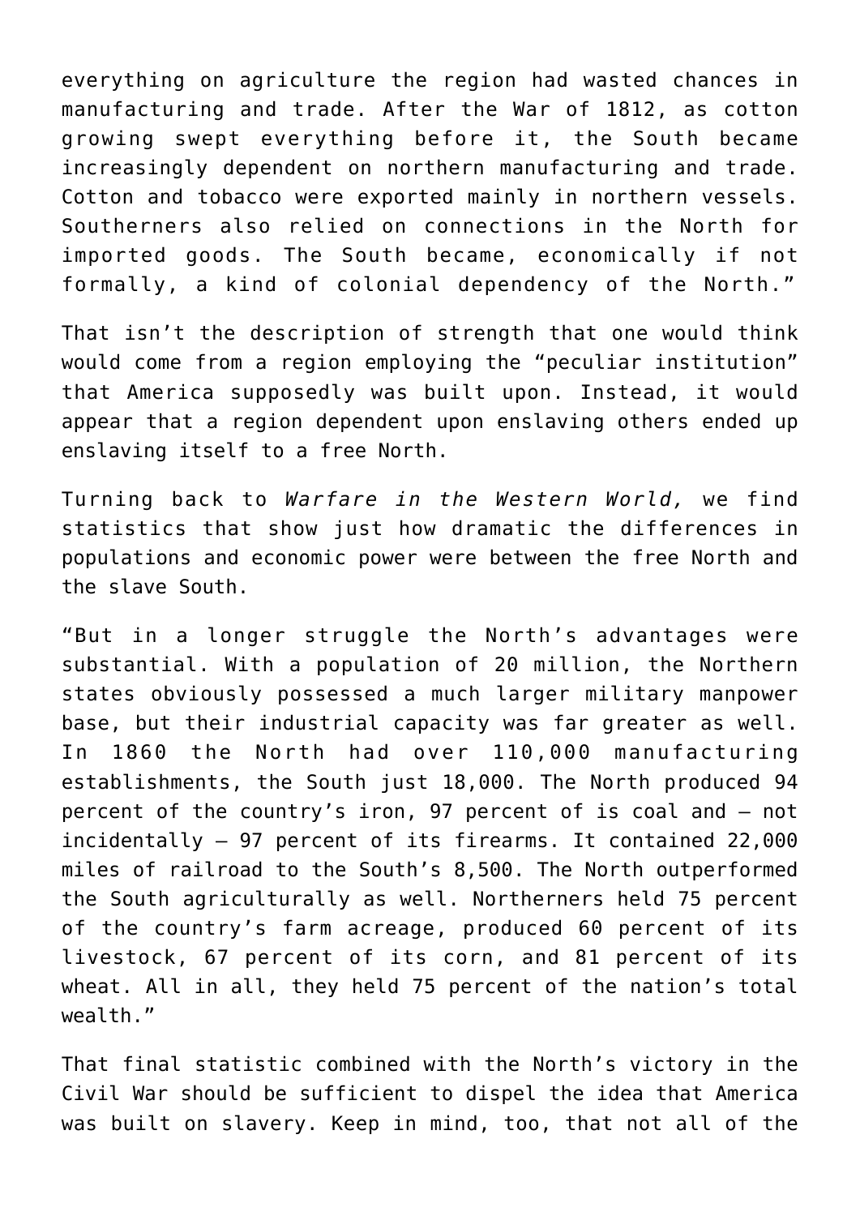everything on agriculture the region had wasted chances in manufacturing and trade. After the War of 1812, as cotton growing swept everything before it, the South became increasingly dependent on northern manufacturing and trade. Cotton and tobacco were exported mainly in northern vessels. Southerners also relied on connections in the North for imported goods. The South became, economically if not formally, a kind of colonial dependency of the North."

That isn't the description of strength that one would think would come from a region employing the "peculiar institution" that America supposedly was built upon. Instead, it would appear that a region dependent upon enslaving others ended up enslaving itself to a free North.

Turning back to *Warfare in the Western World,* we find statistics that show just how dramatic the differences in populations and economic power were between the free North and the slave South.

"But in a longer struggle the North's advantages were substantial. With a population of 20 million, the Northern states obviously possessed a much larger military manpower base, but their industrial capacity was far greater as well. In 1860 the North had over 110,000 manufacturing establishments, the South just 18,000. The North produced 94 percent of the country's iron, 97 percent of is coal and – not incidentally – 97 percent of its firearms. It contained 22,000 miles of railroad to the South's 8,500. The North outperformed the South agriculturally as well. Northerners held 75 percent of the country's farm acreage, produced 60 percent of its livestock, 67 percent of its corn, and 81 percent of its wheat. All in all, they held 75 percent of the nation's total wealth."

That final statistic combined with the North's victory in the Civil War should be sufficient to dispel the idea that America was built on slavery. Keep in mind, too, that not all of the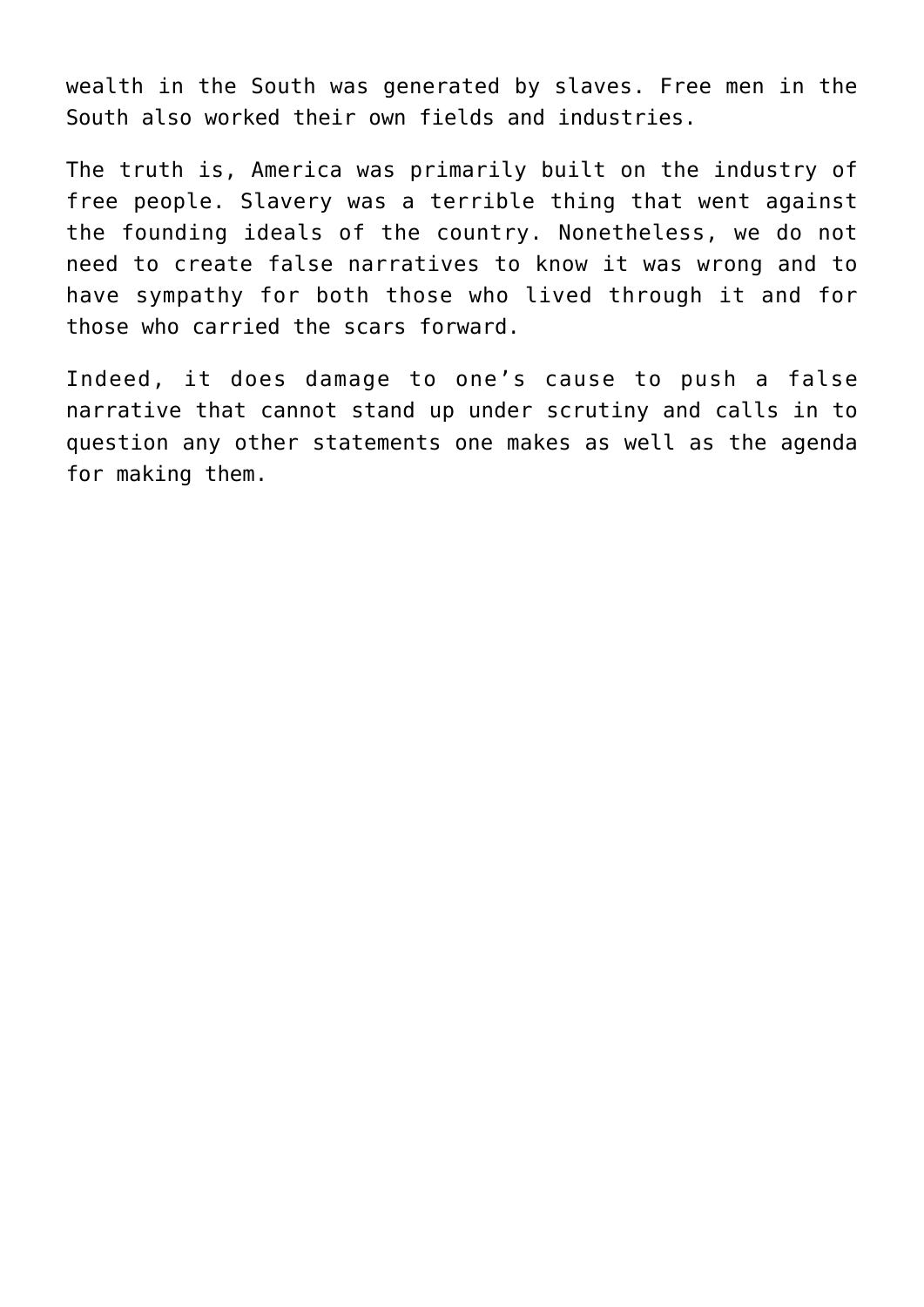wealth in the South was generated by slaves. Free men in the South also worked their own fields and industries.

The truth is, America was primarily built on the industry of free people. Slavery was a terrible thing that went against the founding ideals of the country. Nonetheless, we do not need to create false narratives to know it was wrong and to have sympathy for both those who lived through it and for those who carried the scars forward.

Indeed, it does damage to one's cause to push a false narrative that cannot stand up under scrutiny and calls in to question any other statements one makes as well as the agenda for making them.